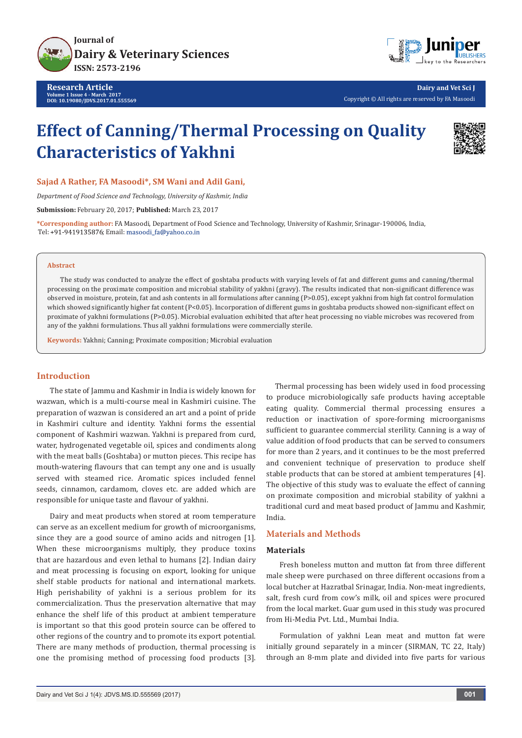# Effect of Canning/Thermal Processing on Quality Characteristics of Yakhni

**Sajad A Rather, FA Masoodi*, SM Wani and Adil Gani,**

*Department of Food Science and Technology, University of Kashmir, India*

**Submission:** February 20, 2017; **Published:** March 23, 2017

***Corresponding author:** FA Masoodi, Department of Food Science and Technology, University of Kashmir, Srinagar-190006, India, Tel: +91-9419135876; Email: masoodi_fa@yahoo.co.in

## Abstract

The study was conducted to analyze the effect of goshtaba products with varying levels of fat and different gums and canning/thermal processing on the proximate composition and microbial stability of yakhni (gravy). The results indicated that non-significant difference was observed in moisture, protein, fat and ash contents in all formulations after canning (P>0.05), except yakhni from high fat control formulation which showed significantly higher fat content (P<0.05). Incorporation of different gums in goshtaba products showed non-significant effect on proximate of yakhni formulations (P>0.05). Microbial evaluation exhibited that after heat processing no viable microbes was recovered from any of the yakhni formulations. Thus all yakhni formulations were commercially sterile.

**Keywords:** Yakhni; Canning; Proximate composition; Microbial evaluation

## Introduction

The state of Jammu and Kashmir in India is widely known for wazwan, which is a multi-course meal in Kashmiri cuisine. The preparation of wazwan is considered an art and a point of pride in Kashmiri culture and identity. Yakhni forms the essential component of Kashmiri wazwan. Yakhni is prepared from curd, water, hydrogenated vegetable oil, spices and condiments along with the meat balls (Goshtaba) or mutton pieces. This recipe has mouth-watering flavours that can tempt any one and is usually served with steamed rice. Aromatic spices included fennel seeds, cinnamon, cardamom, cloves etc. are added which are responsible for unique taste and flavour of yakhni.

Dairy and meat products when stored at room temperature can serve as an excellent medium for growth of microorganisms, since they are a good source of amino acids and nitrogen [1]. When these microorganisms multiply, they produce toxins that are hazardous and even lethal to humans [2]. Indian dairy and meat processing is focusing on export, looking for unique shelf stable products for national and international markets. High perishability of yakhni is a serious problem for its commercialization. Thus the preservation alternative that may enhance the shelf life of this product at ambient temperature is important so that this good protein source can be offered to other regions of the country and to promote its export potential. There are many methods of production, thermal processing is one the promising method of processing food products [3].

Thermal processing has been widely used in food processing to produce microbiologically safe products having acceptable eating quality. Commercial thermal processing ensures a reduction or inactivation of spore-forming microorganisms sufficient to guarantee commercial sterility. Canning is a way of value addition of food products that can be served to consumers for more than 2 years, and it continues to be the most preferred and convenient technique of preservation to produce shelf stable products that can be stored at ambient temperatures [4]. The objective of this study was to evaluate the effect of canning on proximate composition and microbial stability of yakhni a traditional curd and meat based product of Jammu and Kashmir, India.

## Materials and Methods

### Materials

Fresh boneless mutton and mutton fat from three different male sheep were purchased on three different occasions from a local butcher at Hazratbal Srinagar, India. Non-meat ingredients, salt, fresh curd from cow's milk, oil and spices were procured from the local market. Guar gum used in this study was procured from Hi-Media Pvt. Ltd., Mumbai India.

Formulation of yakhni Lean meat and mutton fat were initially ground separately in a mincer (SIRMAN, TC 22, Italy) through an 8-mm plate and divided into five parts for various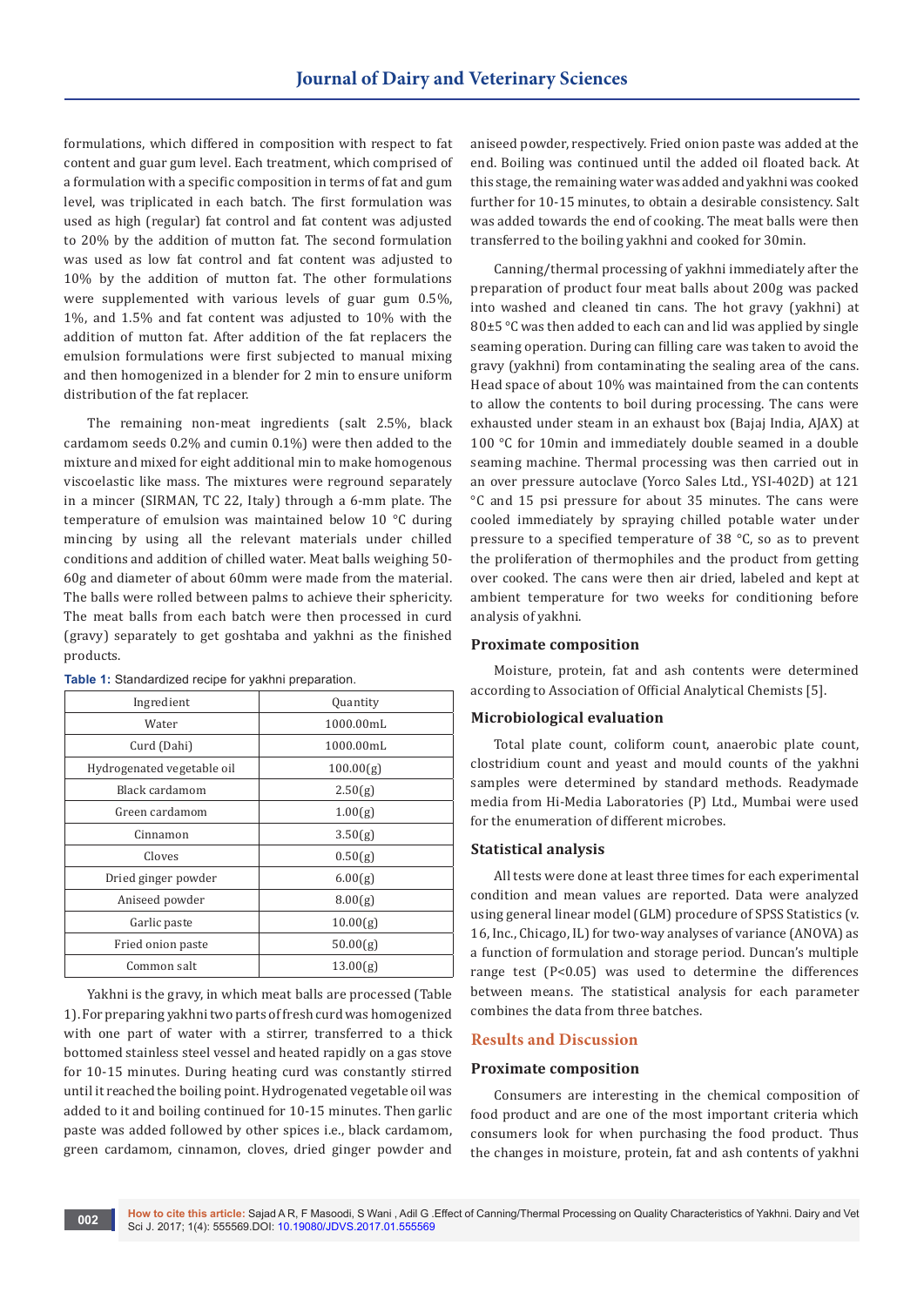formulations, which differed in composition with respect to fat content and guar gum level. Each treatment, which comprised of a formulation with a specific composition in terms of fat and gum level, was triplicated in each batch. The first formulation was used as high (regular) fat control and fat content was adjusted to 20% by the addition of mutton fat. The second formulation was used as low fat control and fat content was adjusted to 10% by the addition of mutton fat. The other formulations were supplemented with various levels of guar gum 0.5%, 1%, and 1.5% and fat content was adjusted to 10% with the addition of mutton fat. After addition of the fat replacers the emulsion formulations were first subjected to manual mixing and then homogenized in a blender for 2 min to ensure uniform distribution of the fat replacer.

The remaining non-meat ingredients (salt 2.5%, black cardamom seeds 0.2% and cumin 0.1%) were then added to the mixture and mixed for eight additional min to make homogenous viscoelastic like mass. The mixtures were reground separately in a mincer (SIRMAN, TC 22, Italy) through a 6-mm plate. The temperature of emulsion was maintained below 10 °C during mincing by using all the relevant materials under chilled conditions and addition of chilled water. Meat balls weighing 50-60g and diameter of about 60mm were made from the material. The balls were rolled between palms to achieve their sphericity. The meat balls from each batch were then processed in curd (gravy) separately to get goshtaba and yakhni as the finished products.

**Table 1:** Standardized recipe for yakhni preparation.

| Ingredient | Quantity |
|---|---|
| Water | 1000.00mL |
| Curd (Dahi) | 1000.00mL |
| Hydrogenated vegetable oil | 100.00(g) |
| Black cardamom | 2.50(g) |
| Green cardamom | 1.00(g) |
| Cinnamon | 3.50(g) |
| Cloves | 0.50(g) |
| Dried ginger powder | 6.00(g) |
| Aniseed powder | 8.00(g) |
| Garlic paste | 10.00(g) |
| Fried onion paste | 50.00(g) |
| Common salt | 13.00(g) |

Yakhni is the gravy, in which meat balls are processed (Table 1). For preparing yakhni two parts of fresh curd was homogenized with one part of water with a stirrer, transferred to a thick bottomed stainless steel vessel and heated rapidly on a gas stove for 10-15 minutes. During heating curd was constantly stirred until it reached the boiling point. Hydrogenated vegetable oil was added to it and boiling continued for 10-15 minutes. Then garlic paste was added followed by other spices i.e., black cardamom, green cardamom, cinnamon, cloves, dried ginger powder and aniseed powder, respectively. Fried onion paste was added at the end. Boiling was continued until the added oil floated back. At this stage, the remaining water was added and yakhni was cooked further for 10-15 minutes, to obtain a desirable consistency. Salt was added towards the end of cooking. The meat balls were then transferred to the boiling yakhni and cooked for 30min.

Canning/thermal processing of yakhni immediately after the preparation of product four meat balls about 200g was packed into washed and cleaned tin cans. The hot gravy (yakhni) at 80±5 °C was then added to each can and lid was applied by single seaming operation. During can filling care was taken to avoid the gravy (yakhni) from contaminating the sealing area of the cans. Head space of about 10% was maintained from the can contents to allow the contents to boil during processing. The cans were exhausted under steam in an exhaust box (Bajaj India, AJAX) at 100 °C for 10min and immediately double seamed in a double seaming machine. Thermal processing was then carried out in an over pressure autoclave (Yorco Sales Ltd., YSI-402D) at 121 °C and 15 psi pressure for about 35 minutes. The cans were cooled immediately by spraying chilled potable water under pressure to a specified temperature of 38 °C, so as to prevent the proliferation of thermophiles and the product from getting over cooked. The cans were then air dried, labeled and kept at ambient temperature for two weeks for conditioning before analysis of yakhni.

### Proximate composition

Moisture, protein, fat and ash contents were determined according to Association of Official Analytical Chemists [5].

### Microbiological evaluation

Total plate count, coliform count, anaerobic plate count, clostridium count and yeast and mould counts of the yakhni samples were determined by standard methods. Readymade media from Hi-Media Laboratories (P) Ltd., Mumbai were used for the enumeration of different microbes.

### Statistical analysis

All tests were done at least three times for each experimental condition and mean values are reported. Data were analyzed using general linear model (GLM) procedure of SPSS Statistics (v. 16, Inc., Chicago, IL) for two-way analyses of variance (ANOVA) as a function of formulation and storage period. Duncan's multiple range test ($P<0.05$) was used to determine the differences between means. The statistical analysis for each parameter combines the data from three batches.

## Results and Discussion

### Proximate composition

Consumers are interesting in the chemical composition of food product and are one of the most important criteria which consumers look for when purchasing the food product. Thus the changes in moisture, protein, fat and ash contents of yakhni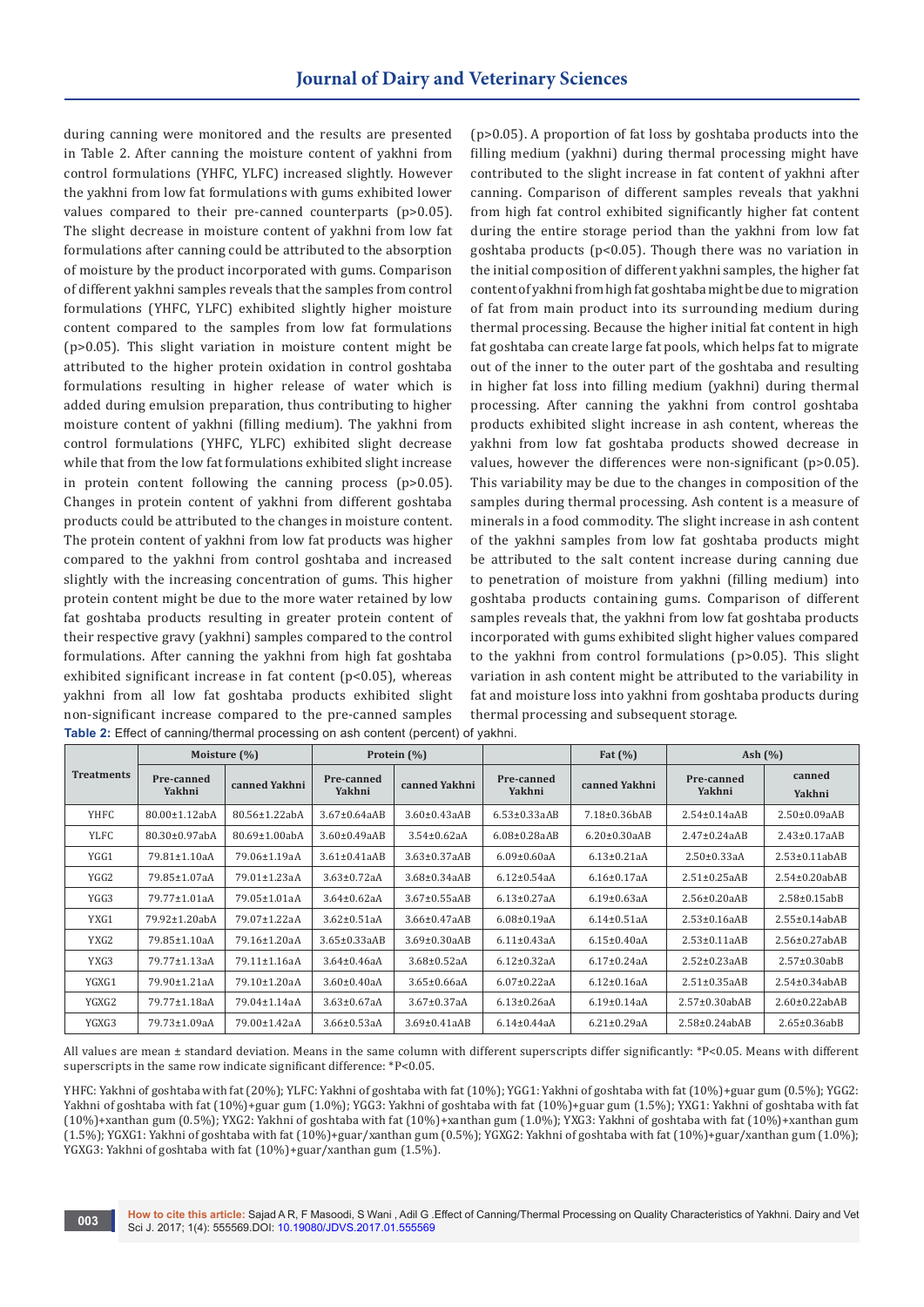during canning were monitored and the results are presented in Table 2. After canning the moisture content of yakhni from control formulations (YHFC, YLFC) increased slightly. However the yakhni from low fat formulations with gums exhibited lower values compared to their pre-canned counterparts (p>0.05). The slight decrease in moisture content of yakhni from low fat formulations after canning could be attributed to the absorption of moisture by the product incorporated with gums. Comparison of different yakhni samples reveals that the samples from control formulations (YHFC, YLFC) exhibited slightly higher moisture content compared to the samples from low fat formulations (p>0.05). This slight variation in moisture content might be attributed to the higher protein oxidation in control goshtaba formulations resulting in higher release of water which is added during emulsion preparation, thus contributing to higher moisture content of yakhni (filling medium). The yakhni from control formulations (YHFC, YLFC) exhibited slight decrease while that from the low fat formulations exhibited slight increase in protein content following the canning process (p>0.05). Changes in protein content of yakhni from different goshtaba products could be attributed to the changes in moisture content. The protein content of yakhni from low fat products was higher compared to the yakhni from control goshtaba and increased slightly with the increasing concentration of gums. This higher protein content might be due to the more water retained by low fat goshtaba products resulting in greater protein content of their respective gravy (yakhni) samples compared to the control formulations. After canning the yakhni from high fat goshtaba exhibited significant increase in fat content (p<0.05), whereas yakhni from all low fat goshtaba products exhibited slight non-significant increase compared to the pre-canned samples (p>0.05). A proportion of fat loss by goshtaba products into the filling medium (yakhni) during thermal processing might have contributed to the slight increase in fat content of yakhni after canning. Comparison of different samples reveals that yakhni from high fat control exhibited significantly higher fat content during the entire storage period than the yakhni from low fat goshtaba products (p<0.05). Though there was no variation in the initial composition of different yakhni samples, the higher fat content of yakhni from high fat goshtaba might be due to migration of fat from main product into its surrounding medium during thermal processing. Because the higher initial fat content in high fat goshtaba can create large fat pools, which helps fat to migrate out of the inner to the outer part of the goshtaba and resulting in higher fat loss into filling medium (yakhni) during thermal processing. After canning the yakhni from control goshtaba products exhibited slight increase in ash content, whereas the yakhni from low fat goshtaba products showed decrease in values, however the differences were non-significant (p>0.05). This variability may be due to the changes in composition of the samples during thermal processing. Ash content is a measure of minerals in a food commodity. The slight increase in ash content of the yakhni samples from low fat goshtaba products might be attributed to the salt content increase during canning due to penetration of moisture from yakhni (filling medium) into goshtaba products containing gums. Comparison of different samples reveals that, the yakhni from low fat goshtaba products incorporated with gums exhibited slight higher values compared to the yakhni from control formulations (p>0.05). This slight variation in ash content might be attributed to the variability in fat and moisture loss into yakhni from goshtaba products during thermal processing and subsequent storage.

**Table 2:** Effect of canning/thermal processing on ash content (percent) of yakhni.

| Treatments | Moisture (%) | | Protein (%) | | Fat (%) | | Ash (%) | |
|---|---|---|---|---|---|---|---|---|
| | Pre-canned Yakhni | canned Yakhni | Pre-canned Yakhni | canned Yakhni | Pre-canned Yakhni | canned Yakhni | Pre-canned Yakhni | canned Yakhni |
| YHFC | 80.00±1.12abA | 80.56±1.22abA | 3.67±0.64aAB | 3.60±0.43aAB | 6.53±0.33aAB | 7.18±0.36bAB | 2.54±0.14aAB | 2.50±0.09aAB |
| YLFC | 80.30±0.97abA | 80.69±1.00abA | 3.60±0.49aAB | 3.54±0.62aA | 6.08±0.28aAB | 6.20±0.30aAB | 2.47±0.24aAB | 2.43±0.17aAB |
| YGG1 | 79.81±1.10aA | 79.06±1.19aA | 3.61±0.41aAB | 3.63±0.37aAB | 6.09±0.60aA | 6.13±0.21aA | 2.50±0.33aA | 2.53±0.11abAB |
| YGG2 | 79.85±1.07aA | 79.01±1.23aA | 3.63±0.72aA | 3.68±0.34aAB | 6.12±0.54aA | 6.16±0.17aA | 2.51±0.25aAB | 2.54±0.20abAB |
| YGG3 | 79.77±1.01aA | 79.05±1.01aA | 3.64±0.62aA | 3.67±0.55aAB | 6.13±0.27aA | 6.19±0.63aA | 2.56±0.20aAB | 2.58±0.15abB |
| YXG1 | 79.92±1.20abA | 79.07±1.22aA | 3.62±0.51aA | 3.66±0.47aAB | 6.08±0.19aA | 6.14±0.51aA | 2.53±0.16aAB | 2.55±0.14abAB |
| YXG2 | 79.85±1.10aA | 79.16±1.20aA | 3.65±0.33aAB | 3.69±0.30aAB | 6.11±0.43aA | 6.15±0.40aA | 2.53±0.11aAB | 2.56±0.27abAB |
| YXG3 | 79.77±1.13aA | 79.11±1.16aA | 3.64±0.46aA | 3.68±0.52aA | 6.12±0.32aA | 6.17±0.24aA | 2.52±0.23aAB | 2.57±0.30abB |
| YGXG1 | 79.90±1.21aA | 79.10±1.20aA | 3.60±0.40aA | 3.65±0.66aA | 6.07±0.22aA | 6.12±0.16aA | 2.51±0.35aAB | 2.54±0.34abAB |
| YGXG2 | 79.77±1.18aA | 79.04±1.14aA | 3.63±0.67aA | 3.67±0.37aA | 6.13±0.26aA | 6.19±0.14aA | 2.57±0.30abAB | 2.60±0.22abAB |
| YGXG3 | 79.73±1.09aA | 79.00±1.42aA | 3.66±0.53aA | 3.69±0.41aAB | 6.14±0.44aA | 6.21±0.29aA | 2.58±0.24abAB | 2.65±0.36abB |

All values are mean ± standard deviation. Means in the same column with different superscripts differ significantly: *P<0.05. Means with different superscripts in the same row indicate significant difference: *P<0.05.

YHFC: Yakhni of goshtaba with fat (20%); YLFC: Yakhni of goshtaba with fat (10%); YGG1: Yakhni of goshtaba with fat (10%)+guar gum (0.5%); YGG2: Yakhni of goshtaba with fat (10%)+guar gum (1.0%); YGG3: Yakhni of goshtaba with fat (10%)+guar gum (1.5%); YXG1: Yakhni of goshtaba with fat (10%)+xanthan gum (0.5%); YXG2: Yakhni of goshtaba with fat (10%)+xanthan gum (1.0%); YXG3: Yakhni of goshtaba with fat (10%)+xanthan gum (1.5%); YGXG1: Yakhni of goshtaba with fat (10%)+guar/xanthan gum (0.5%); YGXG2: Yakhni of goshtaba with fat (10%)+guar/xanthan gum (1.0%); YGXG3: Yakhni of goshtaba with fat (10%)+guar/xanthan gum (1.5%).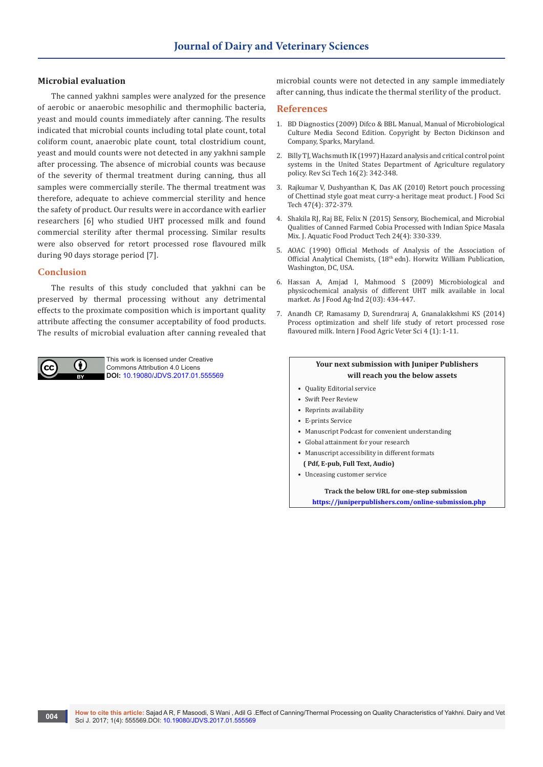### Microbial evaluation

The canned yakhni samples were analyzed for the presence of aerobic or anaerobic mesophilic and thermophilic bacteria, yeast and mould counts immediately after canning. The results indicated that microbial counts including total plate count, total coliform count, anaerobic plate count, total clostridium count, yeast and mould counts were not detected in any yakhni sample after processing. The absence of microbial counts was because of the severity of thermal treatment during canning, thus all samples were commercially sterile. The thermal treatment was therefore, adequate to achieve commercial sterility and hence the safety of product. Our results were in accordance with earlier researchers [6] who studied UHT processed milk and found commercial sterility after thermal processing. Similar results were also observed for retort processed rose flavoured milk during 90 days storage period [7].

## Conclusion

The results of this study concluded that yakhni can be preserved by thermal processing without any detrimental effects to the proximate composition which is important quality attribute affecting the consumer acceptability of food products. The results of microbial evaluation after canning revealed that microbial counts were not detected in any sample immediately after canning, thus indicate the thermal sterility of the product.

## References

1. BD Diagnostics (2009) Difco & BBL Manual, Manual of Microbiological Culture Media Second Edition. Copyright by Becton Dickinson and Company, Sparks, Maryland.
2. Billy TJ, Wachsmuth IK (1997) Hazard analysis and critical control point systems in the United States Department of Agriculture regulatory policy. Rev Sci Tech 16(2): 342-348.
3. Rajkumar V, Dushyanthan K, Das AK (2010) Retort pouch processing of Chettinad style goat meat curry-a heritage meat product. J Food Sci Tech 47(4): 372-379.
4. Shakila RJ, Raj BE, Felix N (2015) Sensory, Biochemical, and Microbial Qualities of Canned Farmed Cobia Processed with Indian Spice Masala Mix. J. Aquatic Food Product Tech 24(4): 330-339.
5. AOAC (1990) Official Methods of Analysis of the Association of Official Analytical Chemists, (18th edn). Horwitz William Publication, Washington, DC, USA.
6. Hassan A, Amjad I, Mahmood S (2009) Microbiological and physicochemical analysis of different UHT milk available in local market. As J Food Ag-Ind 2(03): 434-447.
7. Anandh CP, Ramasamy D, Surendraraj A, Gnanalakkshmi KS (2014) Process optimization and shelf life study of retort processed rose flavoured milk. Intern J Food Agric Veter Sci 4 (1): 1-11.

This work is licensed under Creative Commons Attribution 4.0 Licens
**DOI:** 10.19080/JDVS.2017.01.555569

**Your next submission with Juniper Publishers will reach you the below assets**

- Quality Editorial service
- Swift Peer Review
- Reprints availability
- E-prints Service
- Manuscript Podcast for convenient understanding
- Global attainment for your research
- Manuscript accessibility in different formats
  **( Pdf, E-pub, Full Text, Audio)**
- Unceasing customer service

**Track the below URL for one-step submission**
**https://juniperpublishers.com/online-submission.php**

**How to cite this article:** Sajad A R, F Masoodi, S Wani , Adil G .Effect of Canning/Thermal Processing on Quality Characteristics of Yakhni. Dairy and Vet Sci J. 2017; 1(4): 555569.DOI: 10.19080/JDVS.2017.01.555569